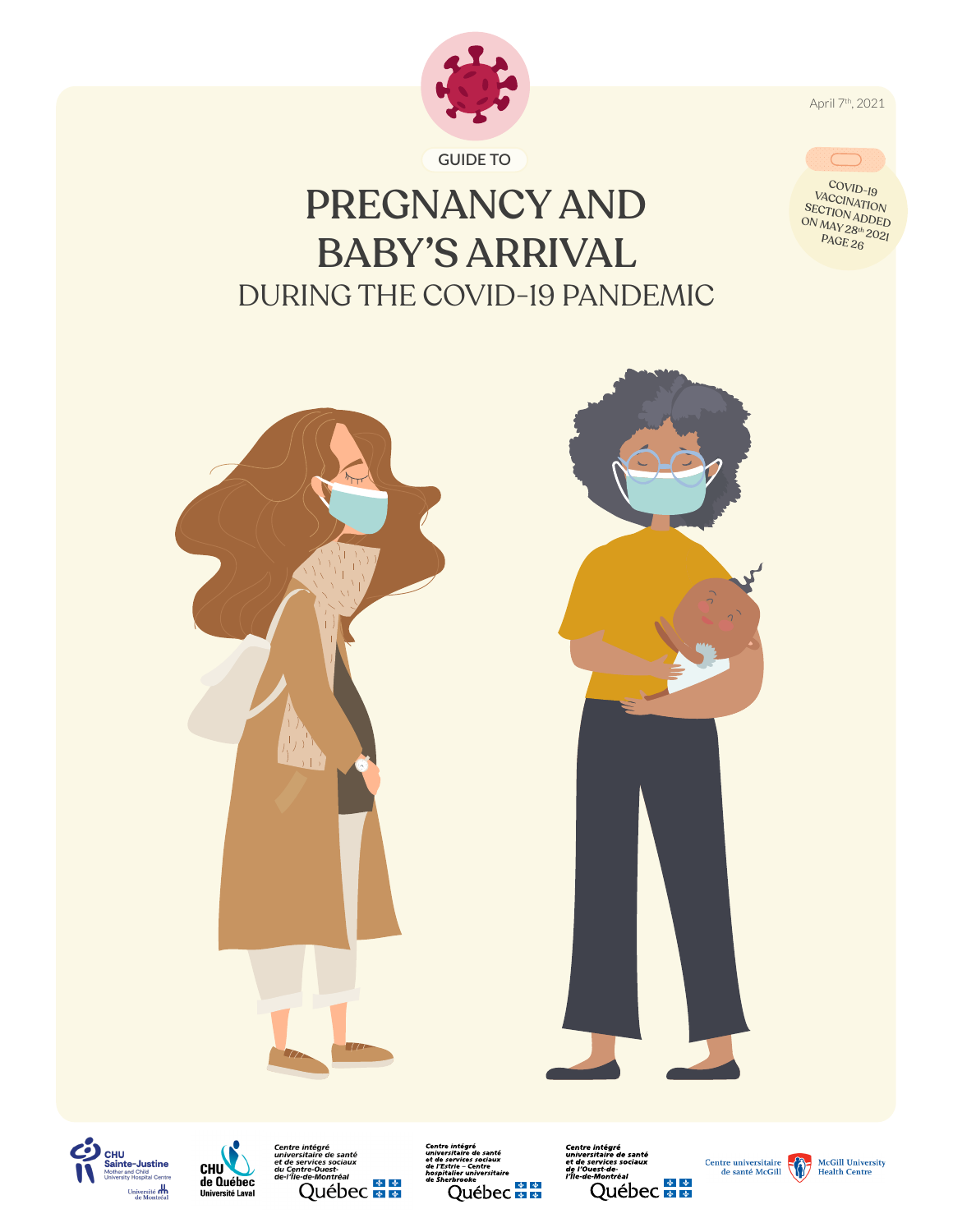April 7th, 2021

COVID-19 VACCINATION SECTION ADDED ON MAY 28th 2021 PAGE 26

GUIDE TO

# PREGNANCY AND BABY'S ARRIVAL

## DURING THE COVID-19 PANDEMIC

CHU Sainte-Justine
Mother and Child University Hospital Centre
Université de Montréal

CHU de Québec
Université Laval

Centre intégré universitaire de santé et de services sociaux du Centre-Ouest-de-l'Île-de-Montréal
Québec

Centre intégré universitaire de santé et de services sociaux de l'Estrie – Centre hospitalier universitaire de Sherbrooke
Québec

Centre intégré universitaire de santé et de services sociaux de l'Ouest-de-l'Île-de-Montréal
Québec

Centre universitaire de santé McGill
McGill University Health Centre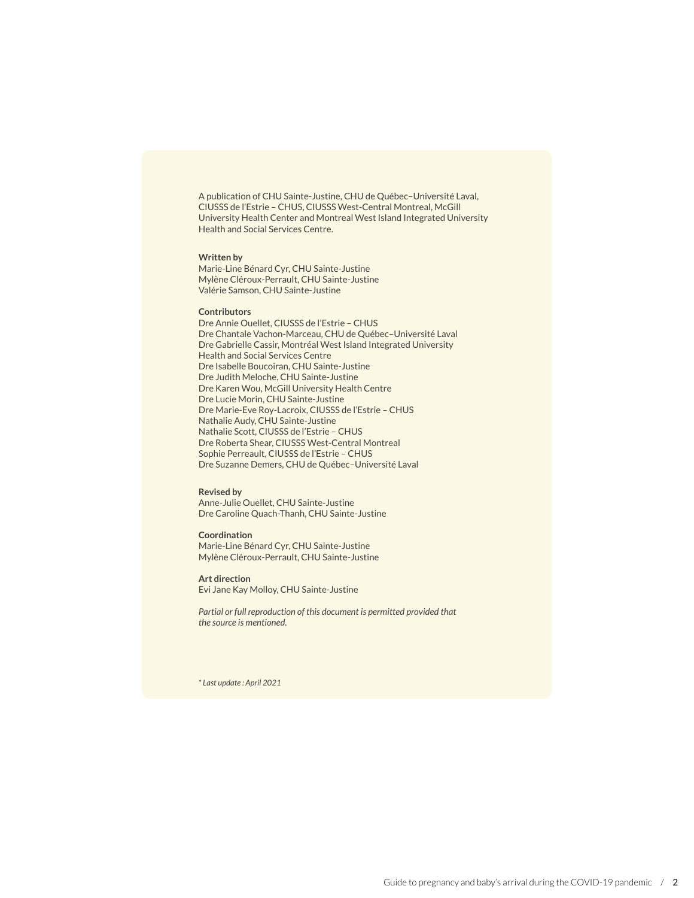A publication of CHU Sainte-Justine, CHU de Québec–Université Laval, CIUSSS de l'Estrie – CHUS, CIUSSS West-Central Montreal, McGill University Health Center and Montreal West Island Integrated University Health and Social Services Centre.

**Written by**
Marie-Line Bénard Cyr, CHU Sainte-Justine
Mylène Cléroux-Perrault, CHU Sainte-Justine
Valérie Samson, CHU Sainte-Justine

**Contributors**
Dre Annie Ouellet, CIUSSS de l'Estrie – CHUS
Dre Chantale Vachon-Marceau, CHU de Québec–Université Laval
Dre Gabrielle Cassir, Montréal West Island Integrated University Health and Social Services Centre
Dre Isabelle Boucoiran, CHU Sainte-Justine
Dre Judith Meloche, CHU Sainte-Justine
Dre Karen Wou, McGill University Health Centre
Dre Lucie Morin, CHU Sainte-Justine
Dre Marie-Eve Roy-Lacroix, CIUSSS de l'Estrie – CHUS
Nathalie Audy, CHU Sainte-Justine
Nathalie Scott, CIUSSS de l'Estrie – CHUS
Dre Roberta Shear, CIUSSS West-Central Montreal
Sophie Perreault, CIUSSS de l'Estrie – CHUS
Dre Suzanne Demers, CHU de Québec–Université Laval

**Revised by**
Anne-Julie Ouellet, CHU Sainte-Justine
Dre Caroline Quach-Thanh, CHU Sainte-Justine

**Coordination**
Marie-Line Bénard Cyr, CHU Sainte-Justine
Mylène Cléroux-Perrault, CHU Sainte-Justine

**Art direction**
Evi Jane Kay Molloy, CHU Sainte-Justine

*Partial or full reproduction of this document is permitted provided that the source is mentioned.*

*\* Last update : April 2021*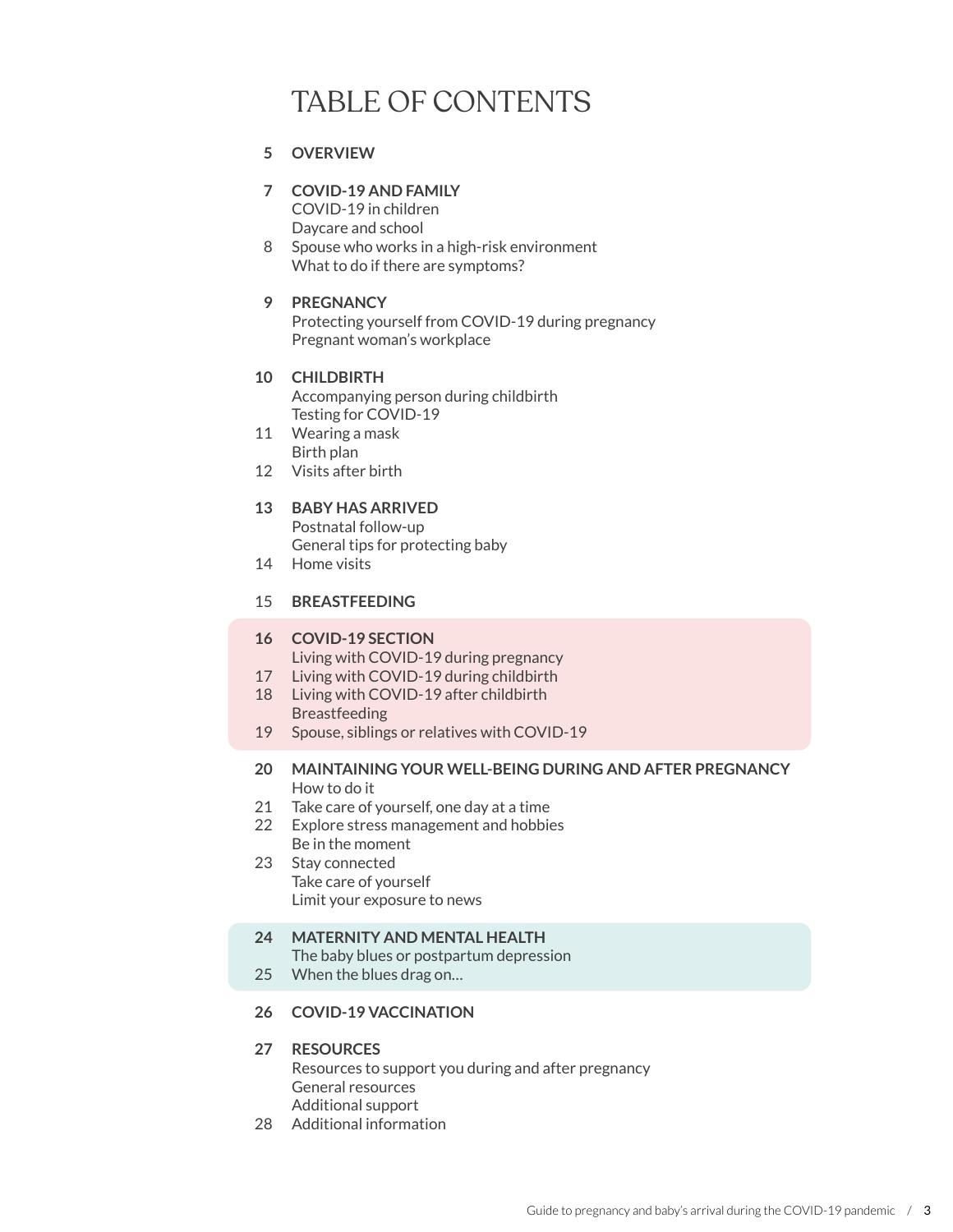# TABLE OF CONTENTS

**5 OVERVIEW**

**7 COVID-19 AND FAMILY**
COVID-19 in children
Daycare and school
8 Spouse who works in a high-risk environment
What to do if there are symptoms?

**9 PREGNANCY**
Protecting yourself from COVID-19 during pregnancy
Pregnant woman's workplace

**10 CHILDBIRTH**
Accompanying person during childbirth
Testing for COVID-19
11 Wearing a mask
Birth plan
12 Visits after birth

**13 BABY HAS ARRIVED**
Postnatal follow-up
General tips for protecting baby
14 Home visits

15 **BREASTFEEDING**

**16 COVID-19 SECTION**
Living with COVID-19 during pregnancy
17 Living with COVID-19 during childbirth
18 Living with COVID-19 after childbirth
Breastfeeding
19 Spouse, siblings or relatives with COVID-19

**20 MAINTAINING YOUR WELL-BEING DURING AND AFTER PREGNANCY**
How to do it
21 Take care of yourself, one day at a time
22 Explore stress management and hobbies
Be in the moment
23 Stay connected
Take care of yourself
Limit your exposure to news

**24 MATERNITY AND MENTAL HEALTH**
The baby blues or postpartum depression
25 When the blues drag on…

**26 COVID-19 VACCINATION**

**27 RESOURCES**
Resources to support you during and after pregnancy
General resources
Additional support
28 Additional information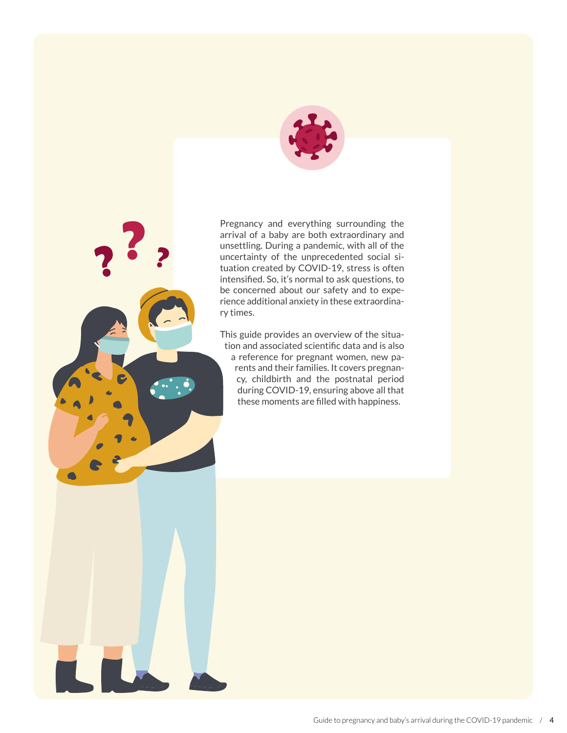Pregnancy and everything surrounding the arrival of a baby are both extraordinary and unsettling. During a pandemic, with all of the uncertainty of the unprecedented social situation created by COVID-19, stress is often intensified. So, it's normal to ask questions, to be concerned about our safety and to experience additional anxiety in these extraordinary times.

This guide provides an overview of the situation and associated scientific data and is also a reference for pregnant women, new parents and their families. It covers pregnancy, childbirth and the postnatal period during COVID-19, ensuring above all that these moments are filled with happiness.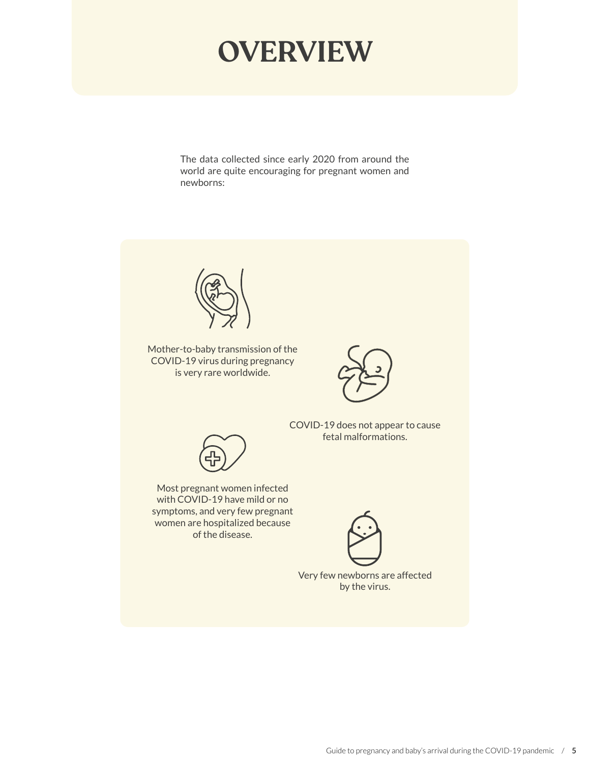# OVERVIEW

The data collected since early 2020 from around the world are quite encouraging for pregnant women and newborns:

- Mother-to-baby transmission of the COVID-19 virus during pregnancy is very rare worldwide.
- COVID-19 does not appear to cause fetal malformations.
- Most pregnant women infected with COVID-19 have mild or no symptoms, and very few pregnant women are hospitalized because of the disease.
- Very few newborns are affected by the virus.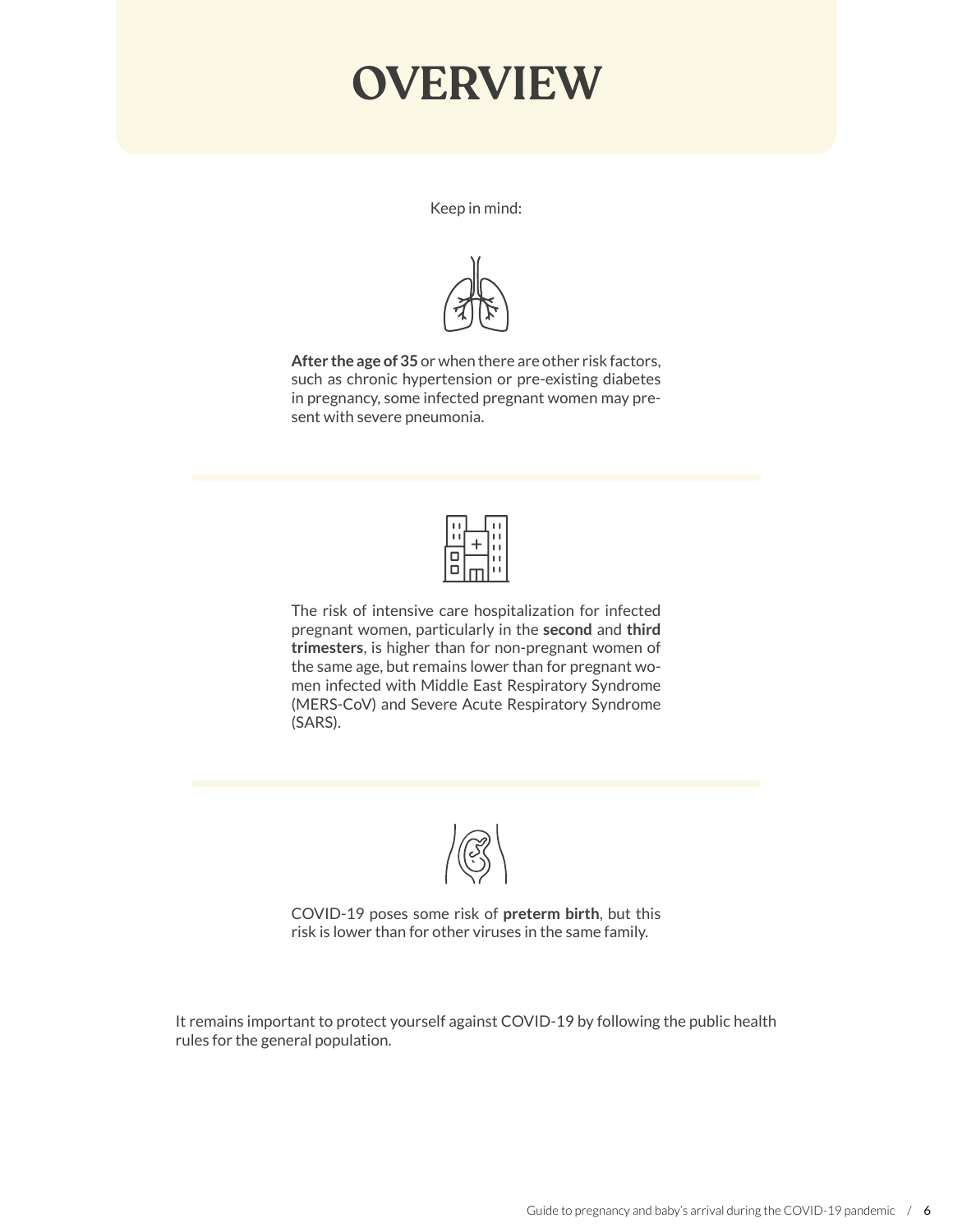# OVERVIEW

Keep in mind:

**After the age of 35** or when there are other risk factors, such as chronic hypertension or pre-existing diabetes in pregnancy, some infected pregnant women may present with severe pneumonia.

---

The risk of intensive care hospitalization for infected pregnant women, particularly in the **second** and **third trimesters**, is higher than for non-pregnant women of the same age, but remains lower than for pregnant women infected with Middle East Respiratory Syndrome (MERS-CoV) and Severe Acute Respiratory Syndrome (SARS).

---

COVID-19 poses some risk of **preterm birth**, but this risk is lower than for other viruses in the same family.

It remains important to protect yourself against COVID-19 by following the public health rules for the general population.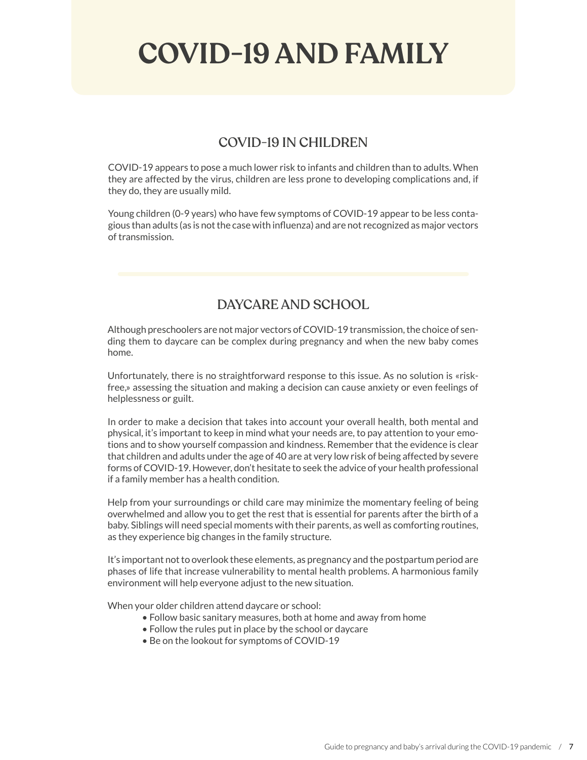# COVID-19 AND FAMILY

## COVID-19 IN CHILDREN

COVID-19 appears to pose a much lower risk to infants and children than to adults. When they are affected by the virus, children are less prone to developing complications and, if they do, they are usually mild.

Young children (0-9 years) who have few symptoms of COVID-19 appear to be less contagious than adults (as is not the case with influenza) and are not recognized as major vectors of transmission.

## DAYCARE AND SCHOOL

Although preschoolers are not major vectors of COVID-19 transmission, the choice of sending them to daycare can be complex during pregnancy and when the new baby comes home.

Unfortunately, there is no straightforward response to this issue. As no solution is «risk-free,» assessing the situation and making a decision can cause anxiety or even feelings of helplessness or guilt.

In order to make a decision that takes into account your overall health, both mental and physical, it's important to keep in mind what your needs are, to pay attention to your emotions and to show yourself compassion and kindness. Remember that the evidence is clear that children and adults under the age of 40 are at very low risk of being affected by severe forms of COVID-19. However, don't hesitate to seek the advice of your health professional if a family member has a health condition.

Help from your surroundings or child care may minimize the momentary feeling of being overwhelmed and allow you to get the rest that is essential for parents after the birth of a baby. Siblings will need special moments with their parents, as well as comforting routines, as they experience big changes in the family structure.

It's important not to overlook these elements, as pregnancy and the postpartum period are phases of life that increase vulnerability to mental health problems. A harmonious family environment will help everyone adjust to the new situation.

When your older children attend daycare or school:

- Follow basic sanitary measures, both at home and away from home
- Follow the rules put in place by the school or daycare
- Be on the lookout for symptoms of COVID-19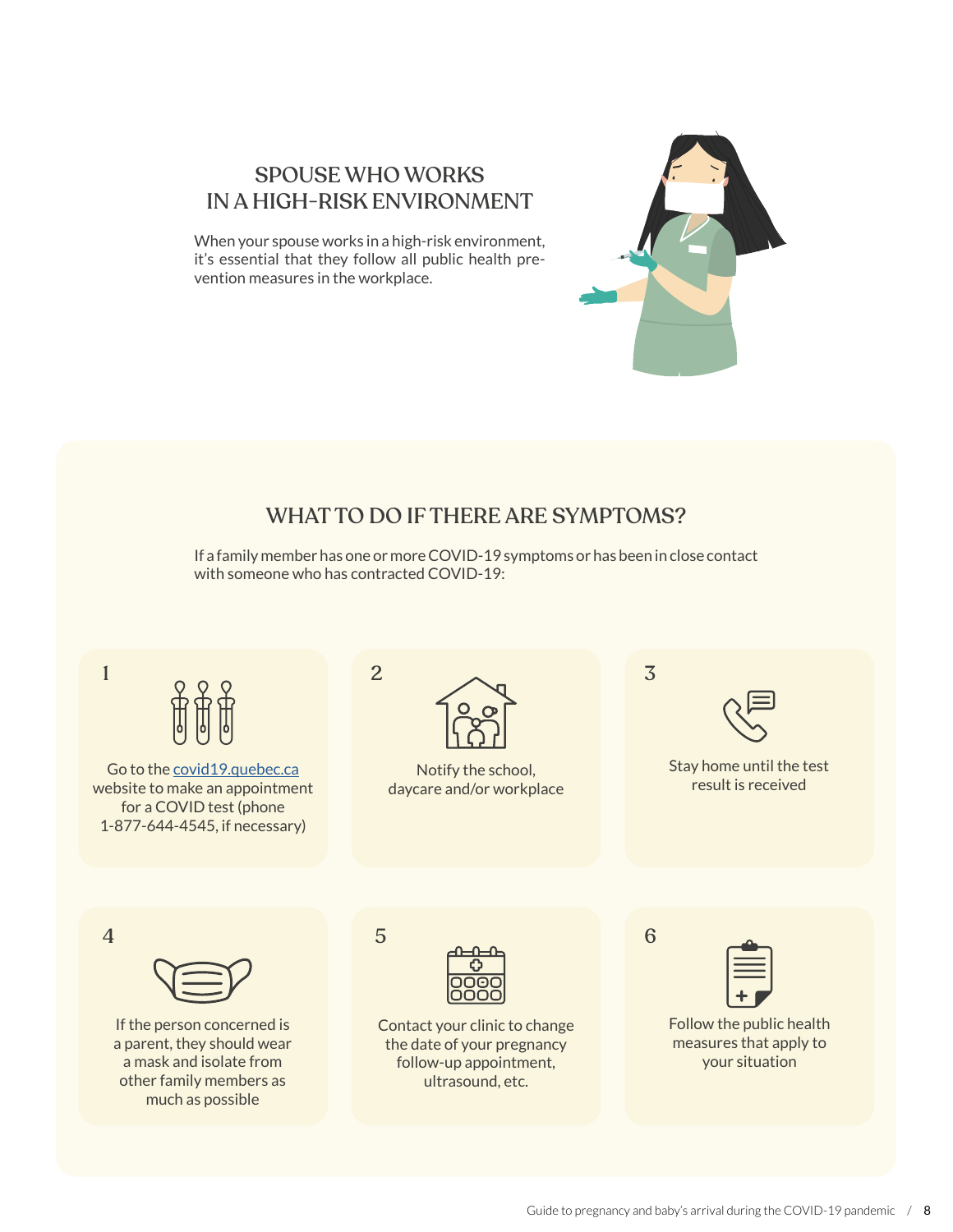## SPOUSE WHO WORKS IN A HIGH-RISK ENVIRONMENT

When your spouse works in a high-risk environment, it's essential that they follow all public health prevention measures in the workplace.

## WHAT TO DO IF THERE ARE SYMPTOMS?

If a family member has one or more COVID-19 symptoms or has been in close contact with someone who has contracted COVID-19:

1. Go to the [covid19.quebec.ca](https://covid19.quebec.ca) website to make an appointment for a COVID test (phone 1-877-644-4545, if necessary)
2. Notify the school, daycare and/or workplace
3. Stay home until the test result is received
4. If the person concerned is a parent, they should wear a mask and isolate from other family members as much as possible
5. Contact your clinic to change the date of your pregnancy follow-up appointment, ultrasound, etc.
6. Follow the public health measures that apply to your situation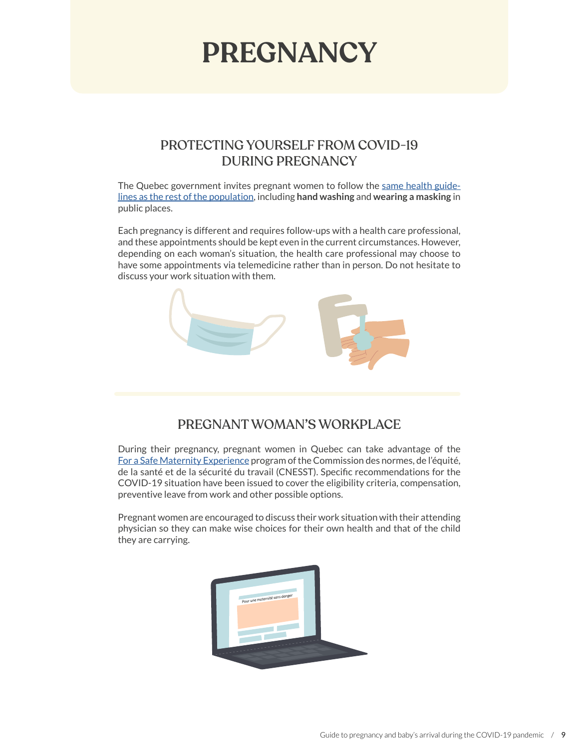# PREGNANCY

## PROTECTING YOURSELF FROM COVID-19 DURING PREGNANCY

The Quebec government invites pregnant women to follow the same health guidelines as the rest of the population, including **hand washing** and **wearing a masking** in public places.

Each pregnancy is different and requires follow-ups with a health care professional, and these appointments should be kept even in the current circumstances. However, depending on each woman's situation, the health care professional may choose to have some appointments via telemedicine rather than in person. Do not hesitate to discuss your work situation with them.

## PREGNANT WOMAN'S WORKPLACE

During their pregnancy, pregnant women in Quebec can take advantage of the For a Safe Maternity Experience program of the Commission des normes, de l'équité, de la santé et de la sécurité du travail (CNESST). Specific recommendations for the COVID-19 situation have been issued to cover the eligibility criteria, compensation, preventive leave from work and other possible options.

Pregnant women are encouraged to discuss their work situation with their attending physician so they can make wise choices for their own health and that of the child they are carrying.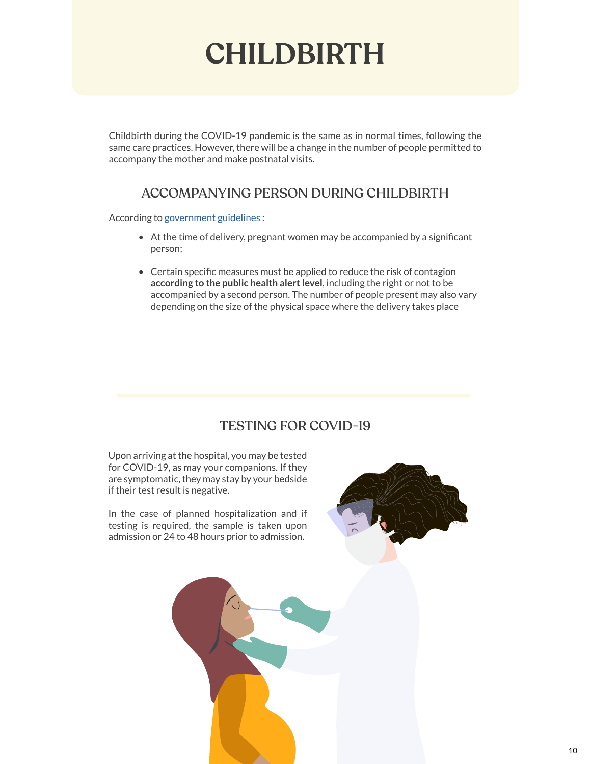# CHILDBIRTH

Childbirth during the COVID-19 pandemic is the same as in normal times, following the same care practices. However, there will be a change in the number of people permitted to accompany the mother and make postnatal visits.

## ACCOMPANYING PERSON DURING CHILDBIRTH

According to government guidelines :

- At the time of delivery, pregnant women may be accompanied by a significant person;
- Certain specific measures must be applied to reduce the risk of contagion **according to the public health alert level**, including the right or not to be accompanied by a second person. The number of people present may also vary depending on the size of the physical space where the delivery takes place

## TESTING FOR COVID-19

Upon arriving at the hospital, you may be tested for COVID-19, as may your companions. If they are symptomatic, they may stay by your bedside if their test result is negative.

In the case of planned hospitalization and if testing is required, the sample is taken upon admission or 24 to 48 hours prior to admission.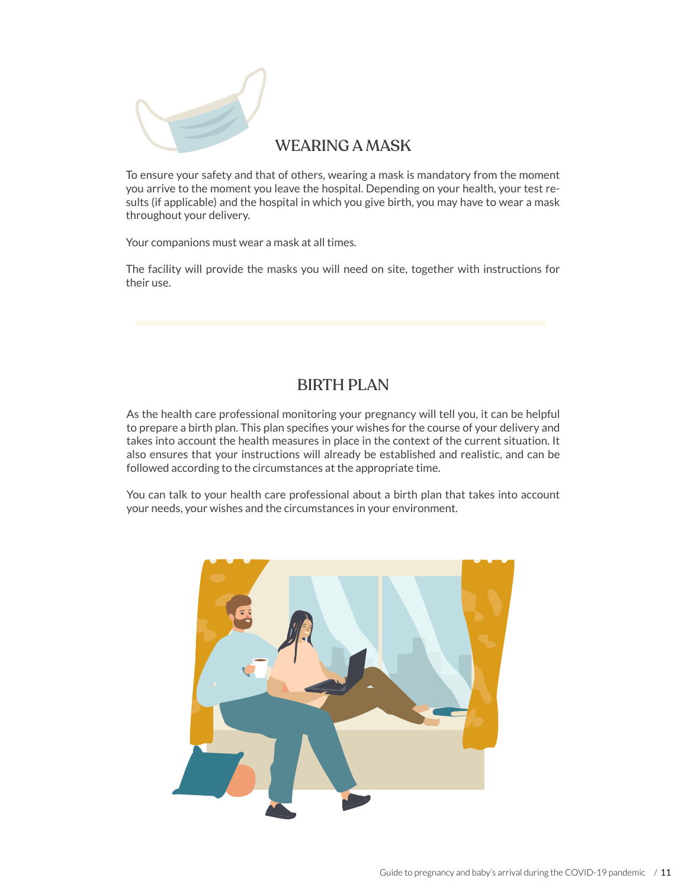## WEARING A MASK

To ensure your safety and that of others, wearing a mask is mandatory from the moment you arrive to the moment you leave the hospital. Depending on your health, your test results (if applicable) and the hospital in which you give birth, you may have to wear a mask throughout your delivery.

Your companions must wear a mask at all times.

The facility will provide the masks you will need on site, together with instructions for their use.

## BIRTH PLAN

As the health care professional monitoring your pregnancy will tell you, it can be helpful to prepare a birth plan. This plan specifies your wishes for the course of your delivery and takes into account the health measures in place in the context of the current situation. It also ensures that your instructions will already be established and realistic, and can be followed according to the circumstances at the appropriate time.

You can talk to your health care professional about a birth plan that takes into account your needs, your wishes and the circumstances in your environment.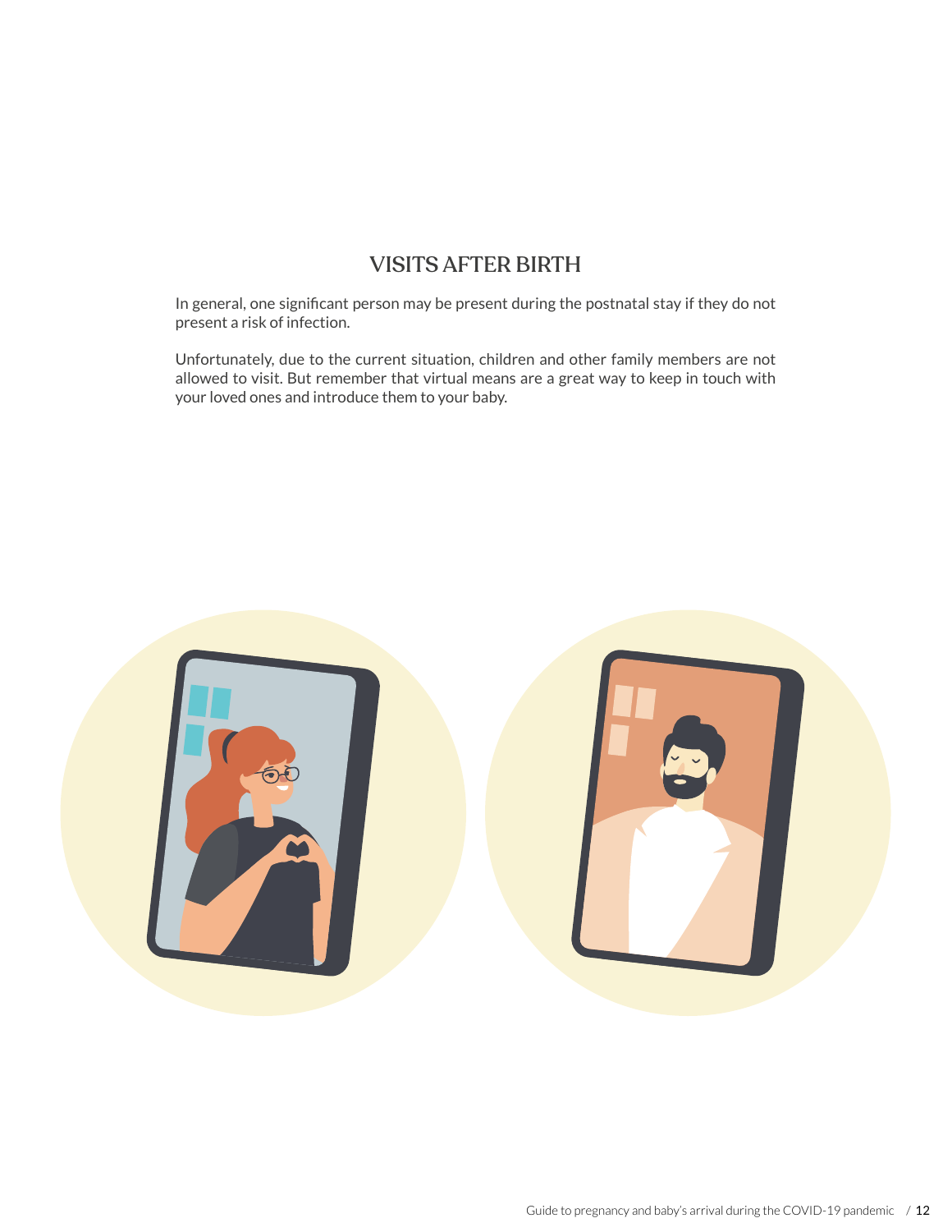## VISITS AFTER BIRTH

In general, one significant person may be present during the postnatal stay if they do not present a risk of infection.

Unfortunately, due to the current situation, children and other family members are not allowed to visit. But remember that virtual means are a great way to keep in touch with your loved ones and introduce them to your baby.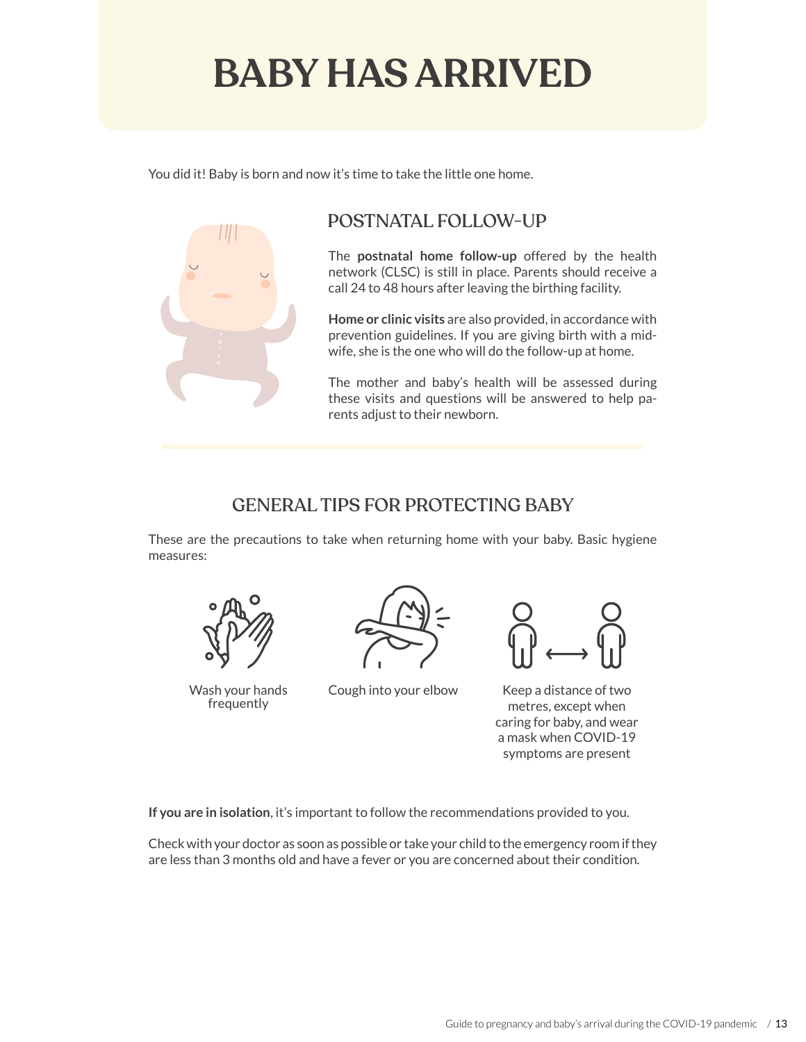# BABY HAS ARRIVED

You did it! Baby is born and now it's time to take the little one home.

## POSTNATAL FOLLOW-UP

The **postnatal home follow-up** offered by the health network (CLSC) is still in place. Parents should receive a call 24 to 48 hours after leaving the birthing facility.

**Home or clinic visits** are also provided, in accordance with prevention guidelines. If you are giving birth with a midwife, she is the one who will do the follow-up at home.

The mother and baby's health will be assessed during these visits and questions will be answered to help parents adjust to their newborn.

## GENERAL TIPS FOR PROTECTING BABY

These are the precautions to take when returning home with your baby. Basic hygiene measures:

- Wash your hands frequently
- Cough into your elbow
- Keep a distance of two metres, except when caring for baby, and wear a mask when COVID-19 symptoms are present

**If you are in isolation**, it's important to follow the recommendations provided to you.

Check with your doctor as soon as possible or take your child to the emergency room if they are less than 3 months old and have a fever or you are concerned about their condition.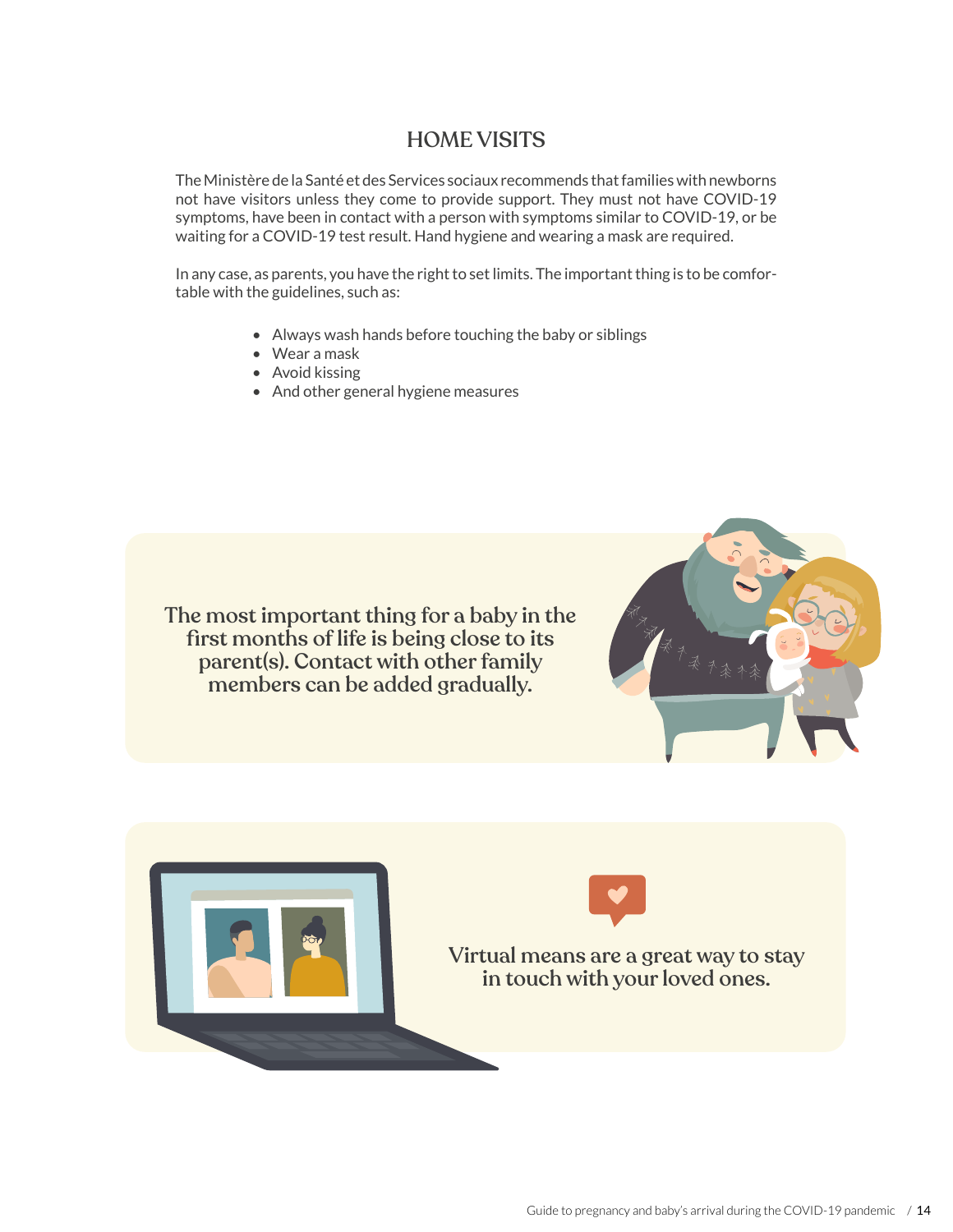## HOME VISITS

The Ministère de la Santé et des Services sociaux recommends that families with newborns not have visitors unless they come to provide support. They must not have COVID-19 symptoms, have been in contact with a person with symptoms similar to COVID-19, or be waiting for a COVID-19 test result. Hand hygiene and wearing a mask are required.

In any case, as parents, you have the right to set limits. The important thing is to be comfortable with the guidelines, such as:

- Always wash hands before touching the baby or siblings
- Wear a mask
- Avoid kissing
- And other general hygiene measures

**The most important thing for a baby in the first months of life is being close to its parent(s). Contact with other family members can be added gradually.**

**Virtual means are a great way to stay in touch with your loved ones.**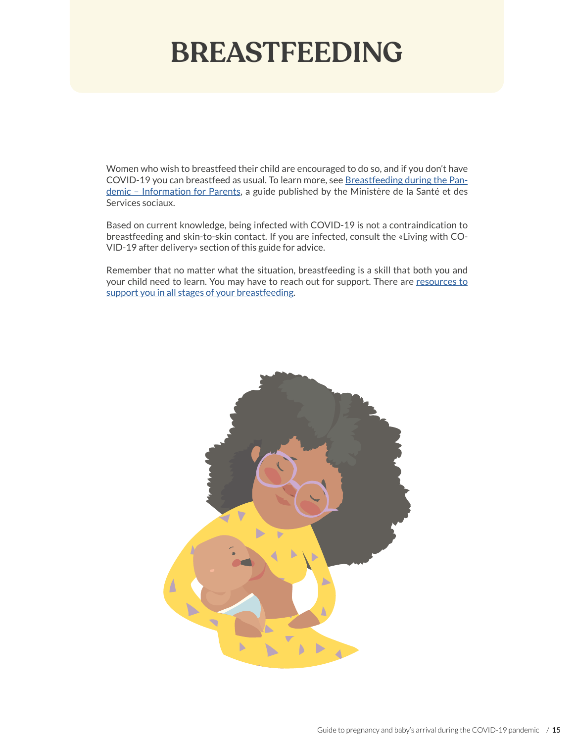# BREASTFEEDING

Women who wish to breastfeed their child are encouraged to do so, and if you don't have COVID-19 you can breastfeed as usual. To learn more, see Breastfeeding during the Pandemic – Information for Parents, a guide published by the Ministère de la Santé et des Services sociaux.

Based on current knowledge, being infected with COVID-19 is not a contraindication to breastfeeding and skin-to-skin contact. If you are infected, consult the «Living with COVID-19 after delivery» section of this guide for advice.

Remember that no matter what the situation, breastfeeding is a skill that both you and your child need to learn. You may have to reach out for support. There are resources to support you in all stages of your breastfeeding.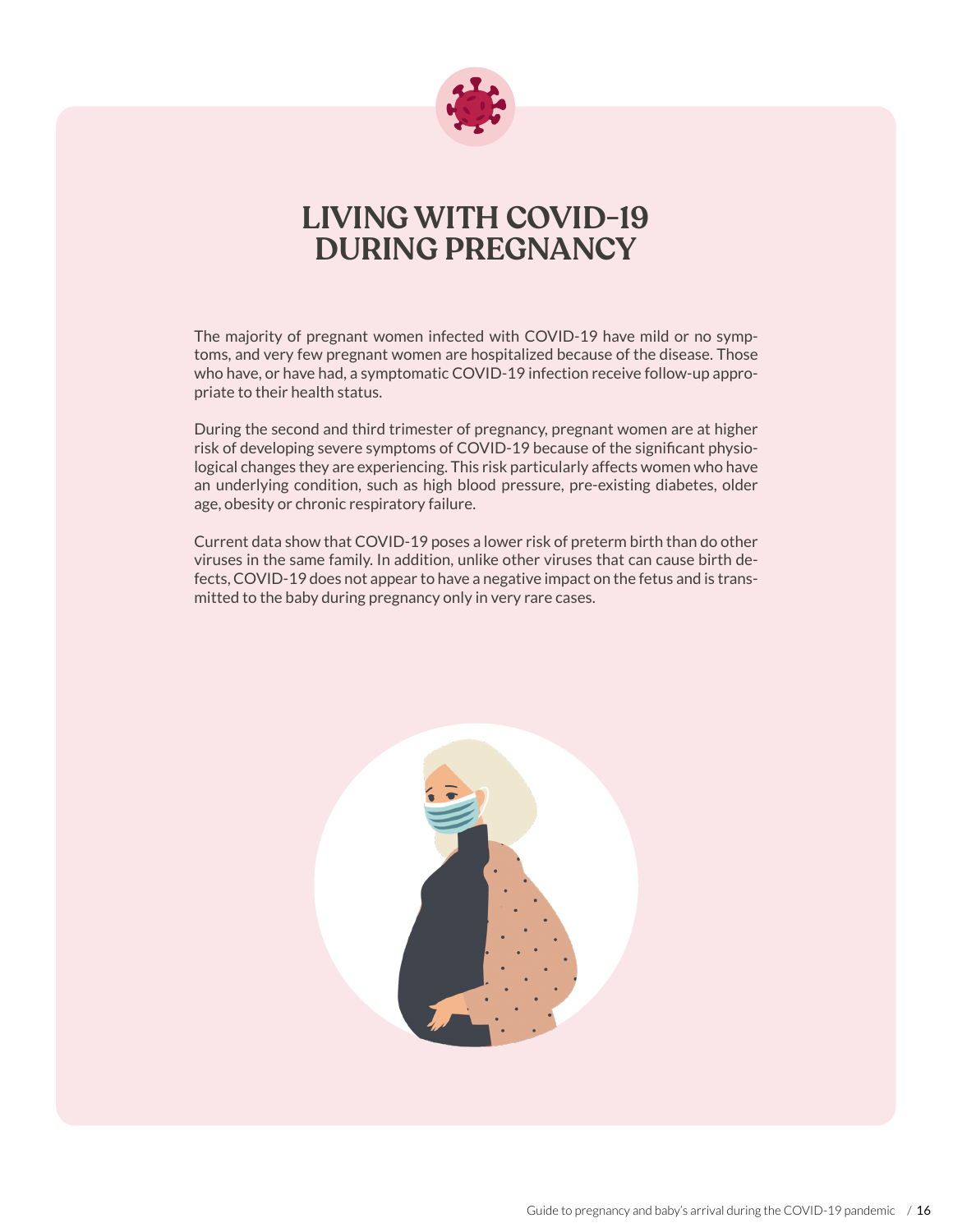# LIVING WITH COVID-19 DURING PREGNANCY

The majority of pregnant women infected with COVID-19 have mild or no symptoms, and very few pregnant women are hospitalized because of the disease. Those who have, or have had, a symptomatic COVID-19 infection receive follow-up appropriate to their health status.

During the second and third trimester of pregnancy, pregnant women are at higher risk of developing severe symptoms of COVID-19 because of the significant physiological changes they are experiencing. This risk particularly affects women who have an underlying condition, such as high blood pressure, pre-existing diabetes, older age, obesity or chronic respiratory failure.

Current data show that COVID-19 poses a lower risk of preterm birth than do other viruses in the same family. In addition, unlike other viruses that can cause birth defects, COVID-19 does not appear to have a negative impact on the fetus and is transmitted to the baby during pregnancy only in very rare cases.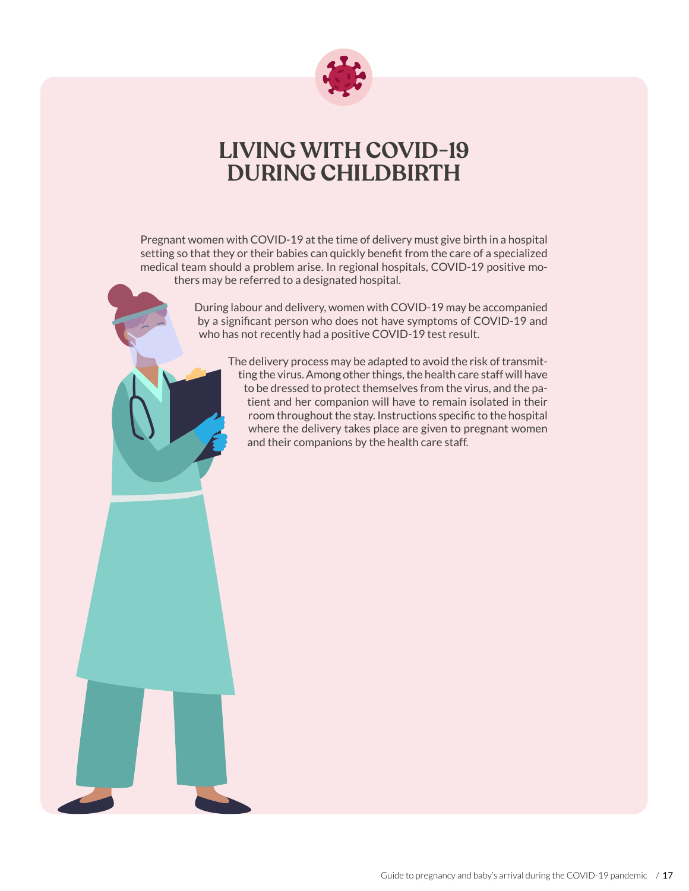# LIVING WITH COVID-19 DURING CHILDBIRTH

Pregnant women with COVID-19 at the time of delivery must give birth in a hospital setting so that they or their babies can quickly benefit from the care of a specialized medical team should a problem arise. In regional hospitals, COVID-19 positive mothers may be referred to a designated hospital.

During labour and delivery, women with COVID-19 may be accompanied by a significant person who does not have symptoms of COVID-19 and who has not recently had a positive COVID-19 test result.

The delivery process may be adapted to avoid the risk of transmitting the virus. Among other things, the health care staff will have to be dressed to protect themselves from the virus, and the patient and her companion will have to remain isolated in their room throughout the stay. Instructions specific to the hospital where the delivery takes place are given to pregnant women and their companions by the health care staff.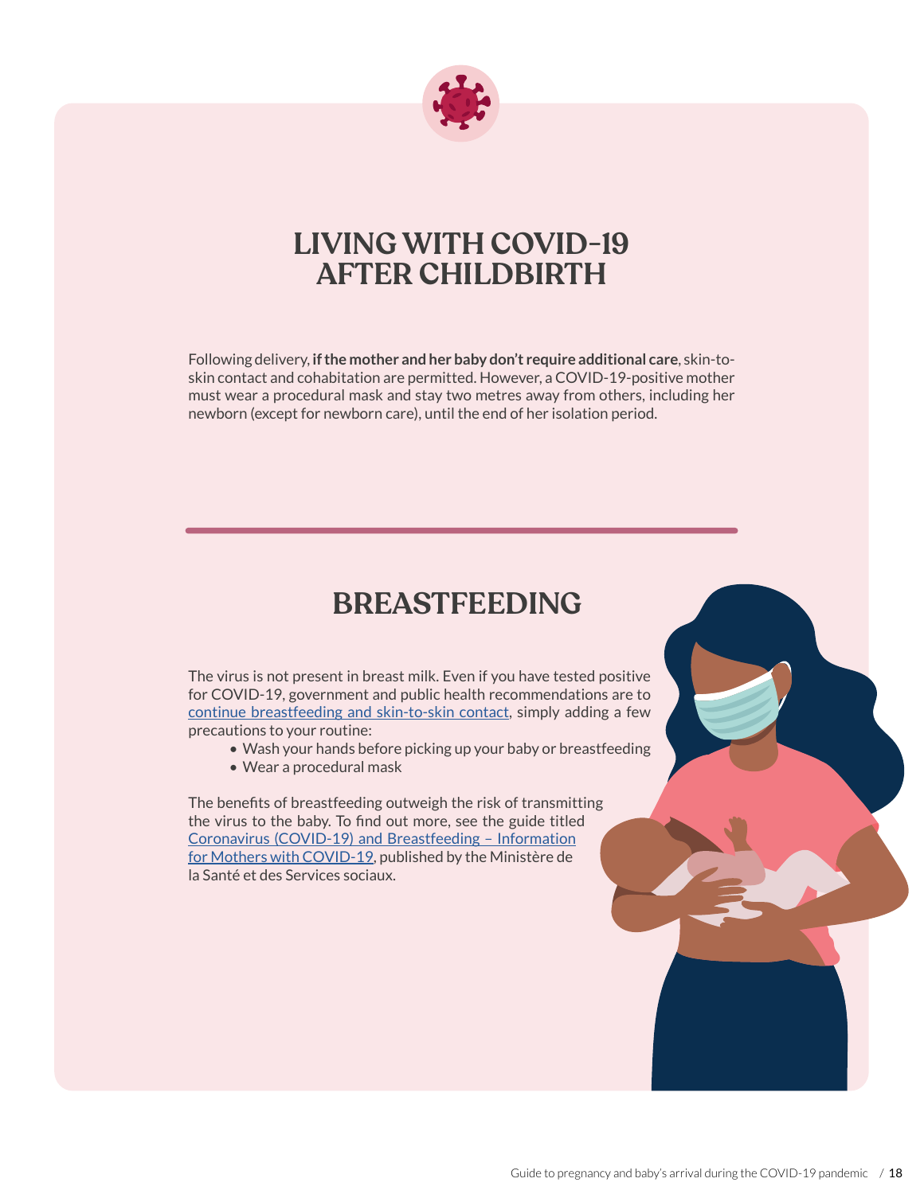# LIVING WITH COVID-19 AFTER CHILDBIRTH

Following delivery, **if the mother and her baby don't require additional care**, skin-to-skin contact and cohabitation are permitted. However, a COVID-19-positive mother must wear a procedural mask and stay two metres away from others, including her newborn (except for newborn care), until the end of her isolation period.

# BREASTFEEDING

The virus is not present in breast milk. Even if you have tested positive for COVID-19, government and public health recommendations are to continue breastfeeding and skin-to-skin contact, simply adding a few precautions to your routine:

- Wash your hands before picking up your baby or breastfeeding
- Wear a procedural mask

The benefits of breastfeeding outweigh the risk of transmitting the virus to the baby. To find out more, see the guide titled Coronavirus (COVID-19) and Breastfeeding – Information for Mothers with COVID-19, published by the Ministère de la Santé et des Services sociaux.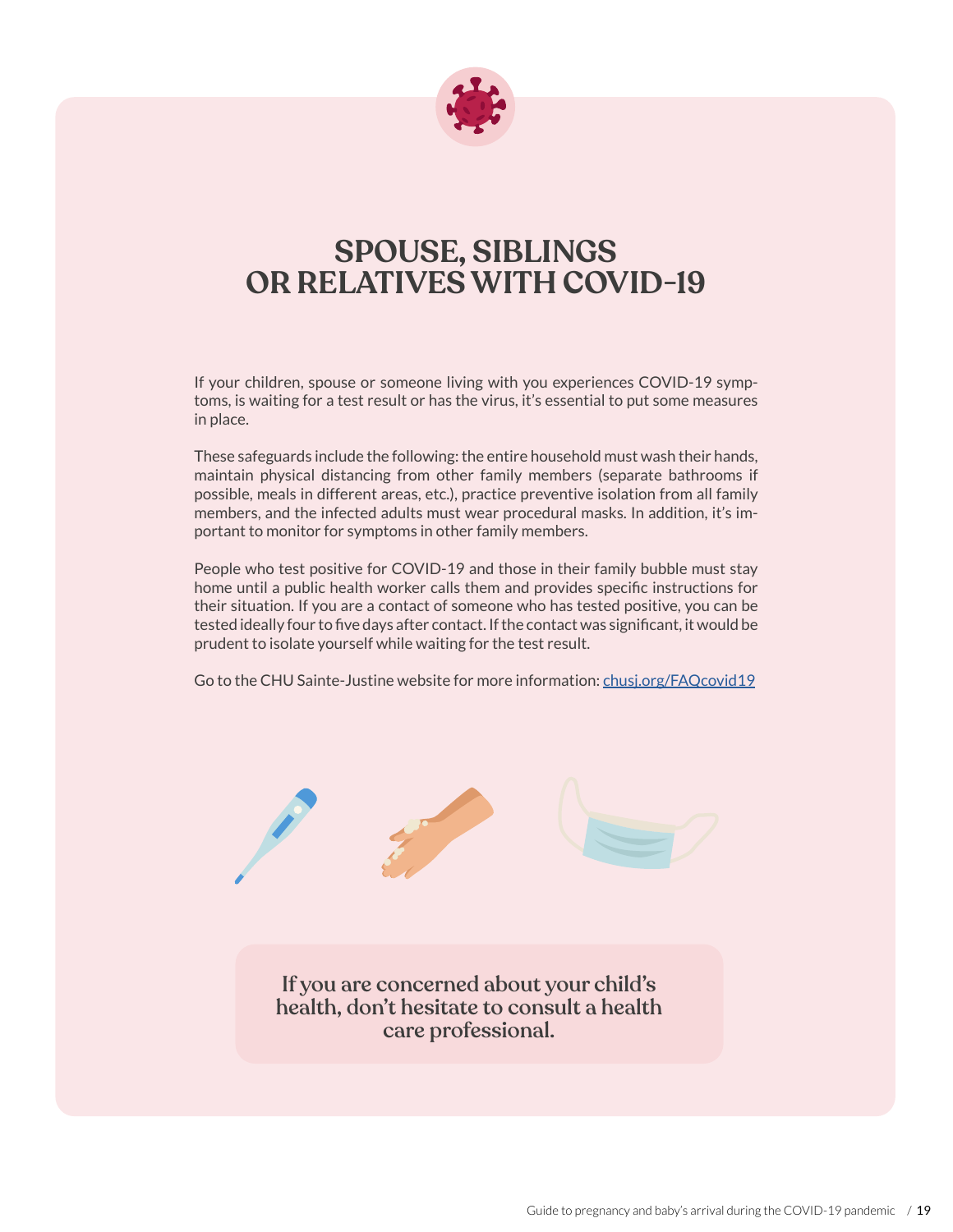# SPOUSE, SIBLINGS OR RELATIVES WITH COVID-19

If your children, spouse or someone living with you experiences COVID-19 symptoms, is waiting for a test result or has the virus, it's essential to put some measures in place.

These safeguards include the following: the entire household must wash their hands, maintain physical distancing from other family members (separate bathrooms if possible, meals in different areas, etc.), practice preventive isolation from all family members, and the infected adults must wear procedural masks. In addition, it's important to monitor for symptoms in other family members.

People who test positive for COVID-19 and those in their family bubble must stay home until a public health worker calls them and provides specific instructions for their situation. If you are a contact of someone who has tested positive, you can be tested ideally four to five days after contact. If the contact was significant, it would be prudent to isolate yourself while waiting for the test result.

Go to the CHU Sainte-Justine website for more information: chusj.org/FAQcovid19

**If you are concerned about your child's health, don't hesitate to consult a health care professional.**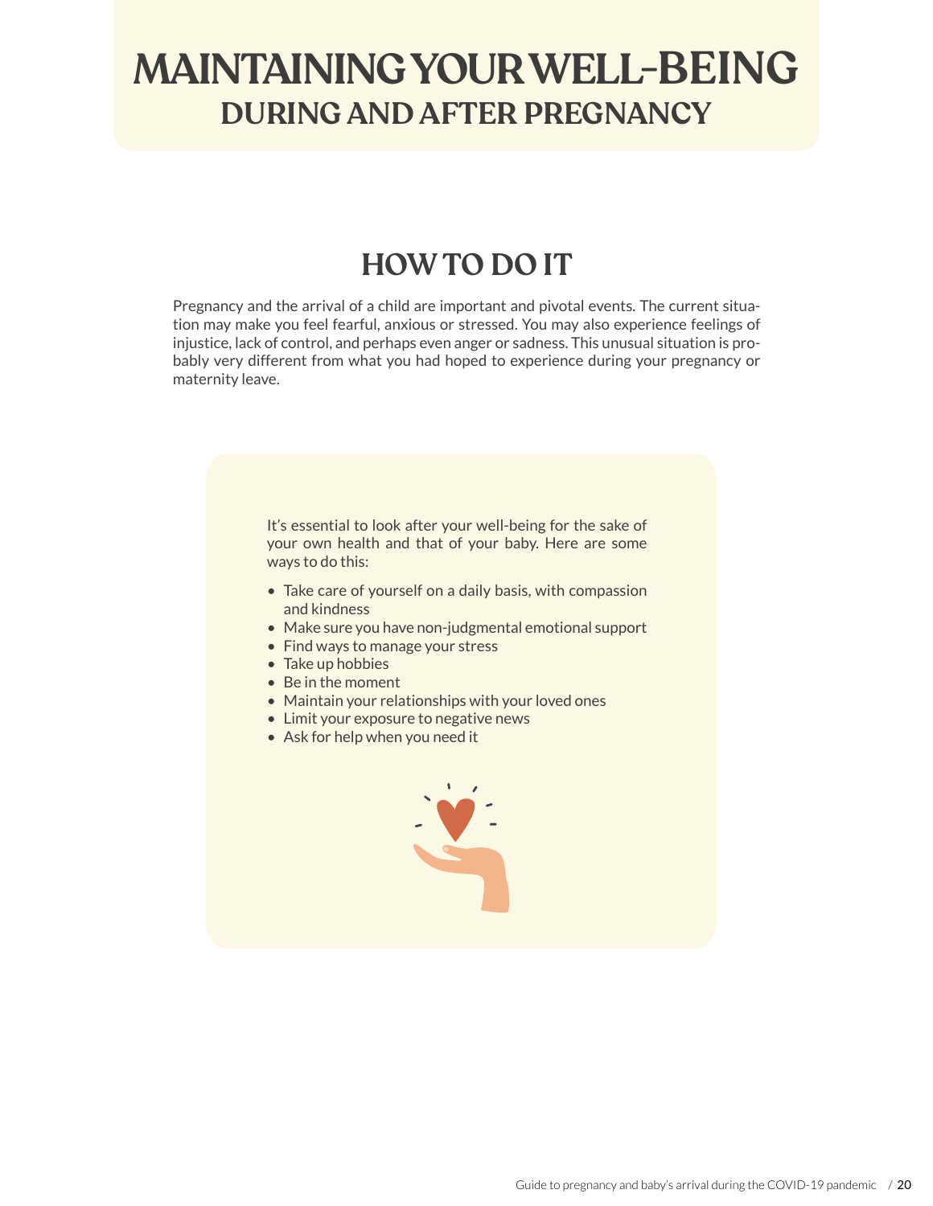# MAINTAINING YOUR WELL-BEING
## DURING AND AFTER PREGNANCY

## HOW TO DO IT

Pregnancy and the arrival of a child are important and pivotal events. The current situation may make you feel fearful, anxious or stressed. You may also experience feelings of injustice, lack of control, and perhaps even anger or sadness. This unusual situation is probably very different from what you had hoped to experience during your pregnancy or maternity leave.

It's essential to look after your well-being for the sake of your own health and that of your baby. Here are some ways to do this:

- Take care of yourself on a daily basis, with compassion and kindness
- Make sure you have non-judgmental emotional support
- Find ways to manage your stress
- Take up hobbies
- Be in the moment
- Maintain your relationships with your loved ones
- Limit your exposure to negative news
- Ask for help when you need it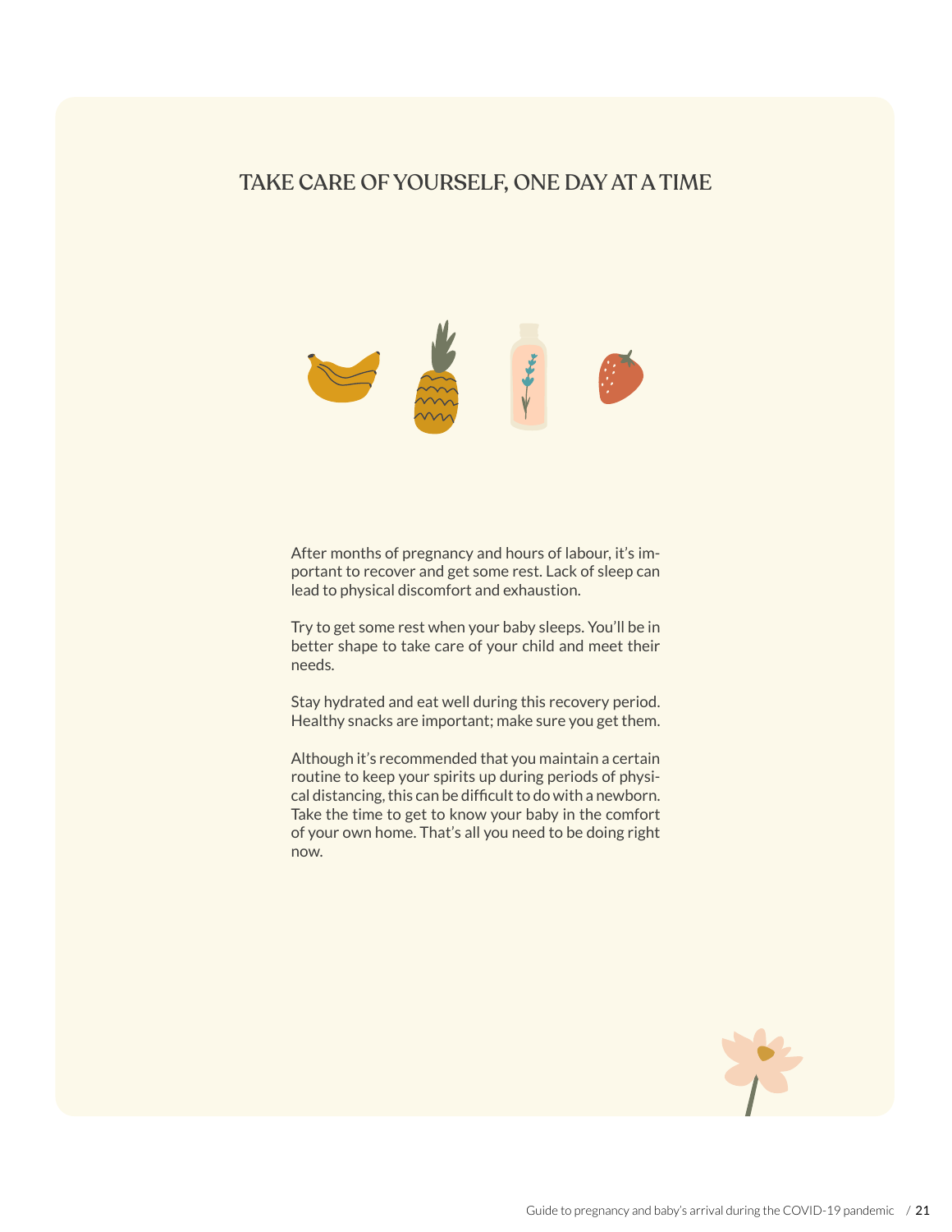## TAKE CARE OF YOURSELF, ONE DAY AT A TIME

After months of pregnancy and hours of labour, it's important to recover and get some rest. Lack of sleep can lead to physical discomfort and exhaustion.

Try to get some rest when your baby sleeps. You'll be in better shape to take care of your child and meet their needs.

Stay hydrated and eat well during this recovery period. Healthy snacks are important; make sure you get them.

Although it's recommended that you maintain a certain routine to keep your spirits up during periods of physical distancing, this can be difficult to do with a newborn. Take the time to get to know your baby in the comfort of your own home. That's all you need to be doing right now.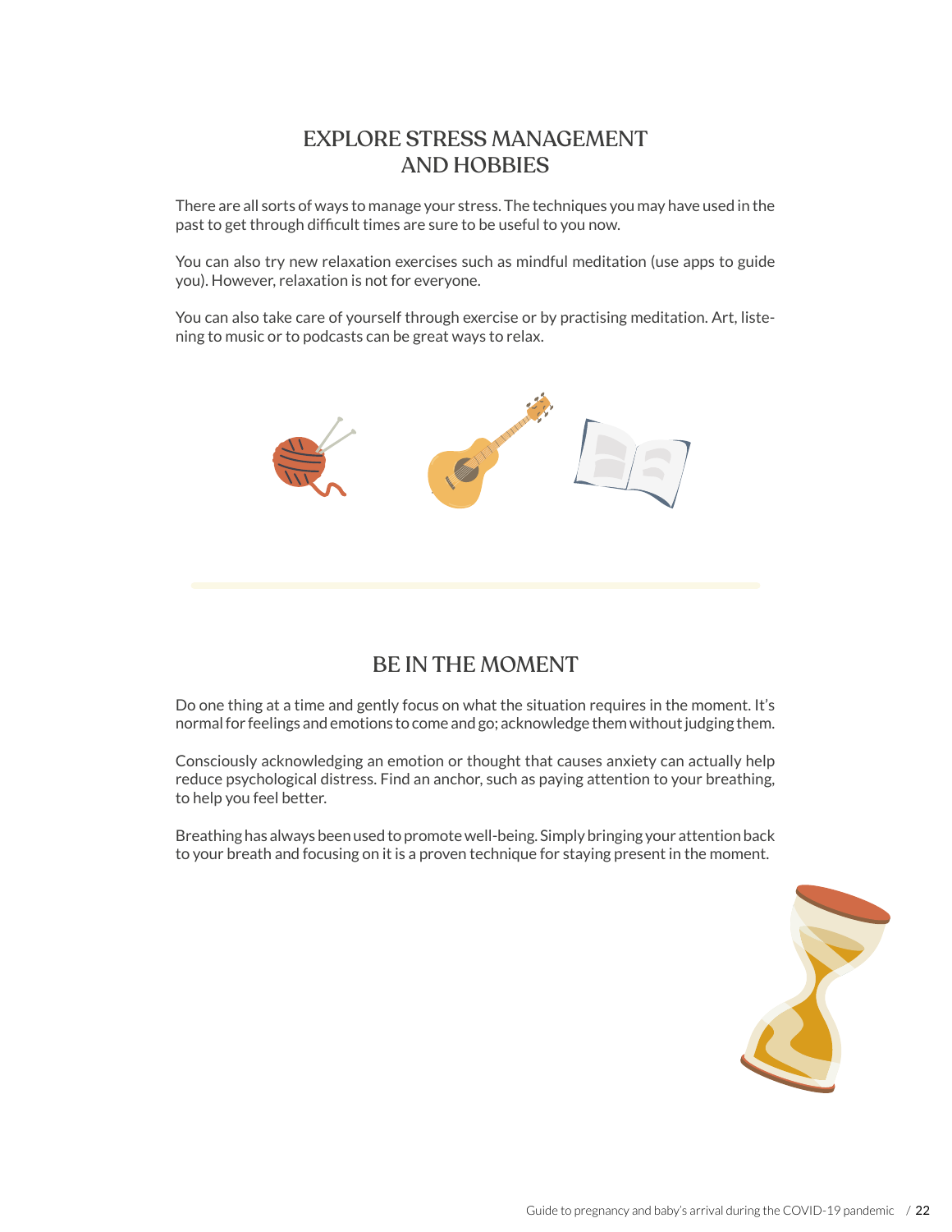## EXPLORE STRESS MANAGEMENT AND HOBBIES

There are all sorts of ways to manage your stress. The techniques you may have used in the past to get through difficult times are sure to be useful to you now.

You can also try new relaxation exercises such as mindful meditation (use apps to guide you). However, relaxation is not for everyone.

You can also take care of yourself through exercise or by practising meditation. Art, listening to music or to podcasts can be great ways to relax.

## BE IN THE MOMENT

Do one thing at a time and gently focus on what the situation requires in the moment. It's normal for feelings and emotions to come and go; acknowledge them without judging them.

Consciously acknowledging an emotion or thought that causes anxiety can actually help reduce psychological distress. Find an anchor, such as paying attention to your breathing, to help you feel better.

Breathing has always been used to promote well-being. Simply bringing your attention back to your breath and focusing on it is a proven technique for staying present in the moment.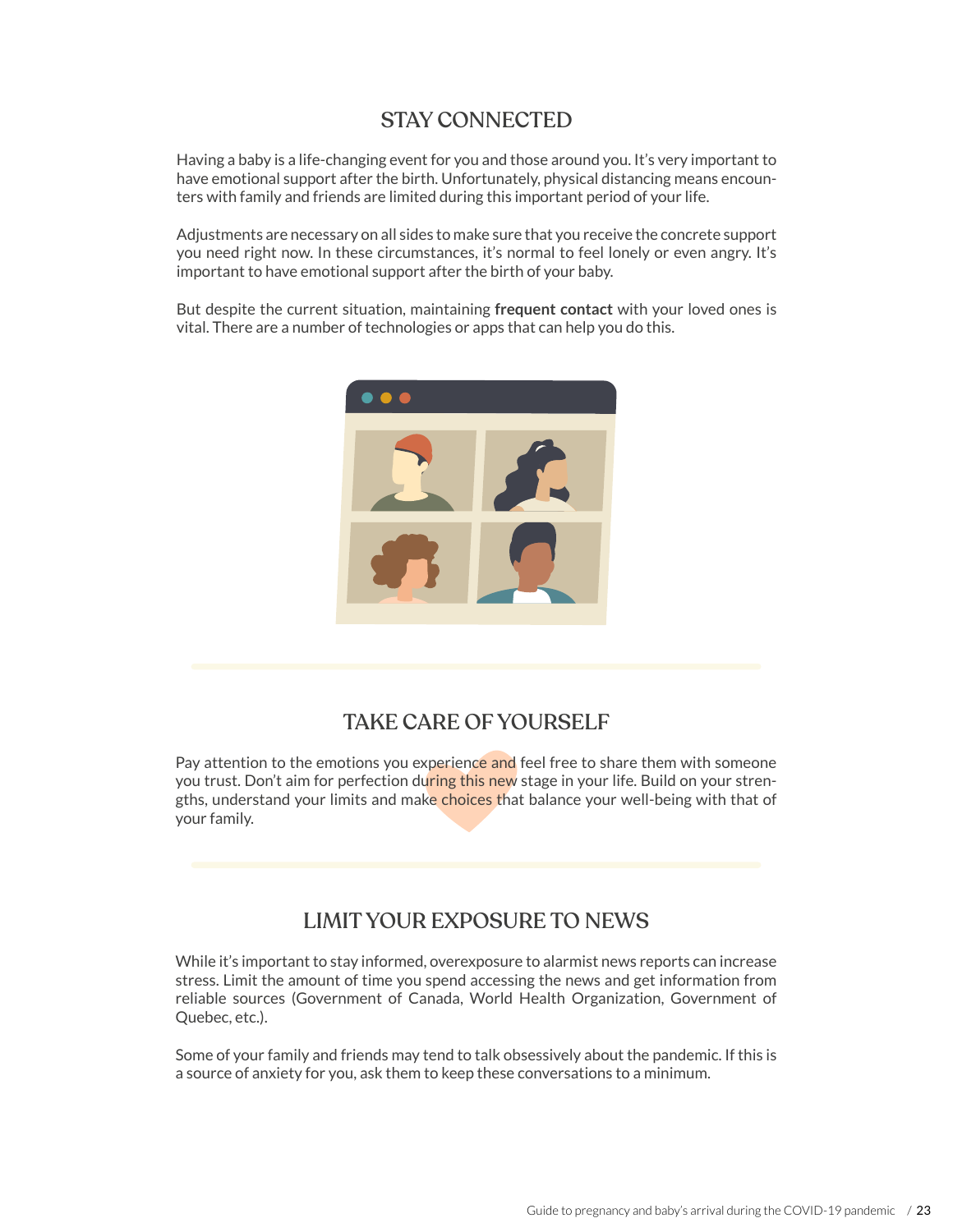## STAY CONNECTED

Having a baby is a life-changing event for you and those around you. It's very important to have emotional support after the birth. Unfortunately, physical distancing means encounters with family and friends are limited during this important period of your life.

Adjustments are necessary on all sides to make sure that you receive the concrete support you need right now. In these circumstances, it's normal to feel lonely or even angry. It's important to have emotional support after the birth of your baby.

But despite the current situation, maintaining **frequent contact** with your loved ones is vital. There are a number of technologies or apps that can help you do this.

## TAKE CARE OF YOURSELF

Pay attention to the emotions you experience and feel free to share them with someone you trust. Don't aim for perfection during this new stage in your life. Build on your strengths, understand your limits and make choices that balance your well-being with that of your family.

## LIMIT YOUR EXPOSURE TO NEWS

While it's important to stay informed, overexposure to alarmist news reports can increase stress. Limit the amount of time you spend accessing the news and get information from reliable sources (Government of Canada, World Health Organization, Government of Quebec, etc.).

Some of your family and friends may tend to talk obsessively about the pandemic. If this is a source of anxiety for you, ask them to keep these conversations to a minimum.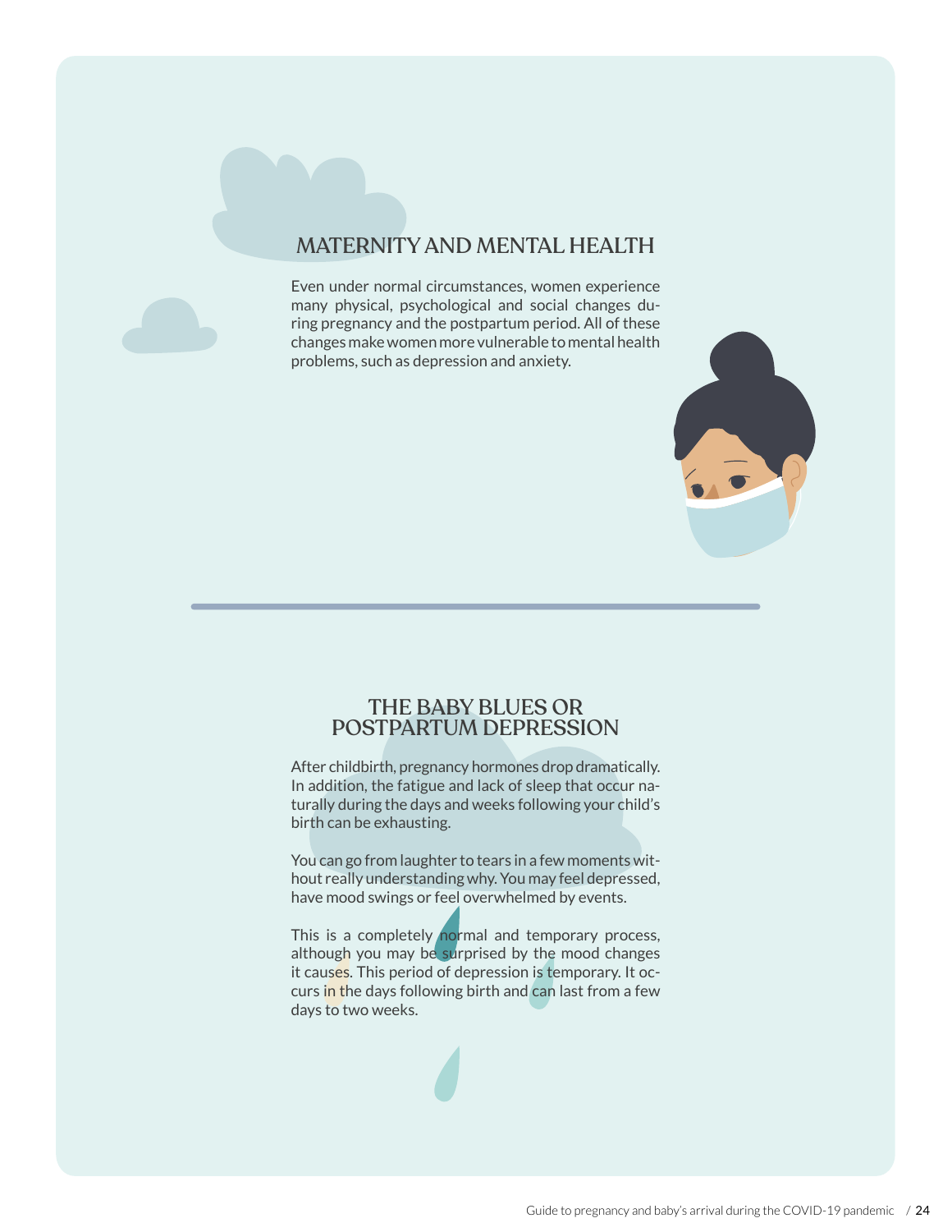## MATERNITY AND MENTAL HEALTH

Even under normal circumstances, women experience many physical, psychological and social changes during pregnancy and the postpartum period. All of these changes make women more vulnerable to mental health problems, such as depression and anxiety.

## THE BABY BLUES OR POSTPARTUM DEPRESSION

After childbirth, pregnancy hormones drop dramatically. In addition, the fatigue and lack of sleep that occur naturally during the days and weeks following your child's birth can be exhausting.

You can go from laughter to tears in a few moments without really understanding why. You may feel depressed, have mood swings or feel overwhelmed by events.

This is a completely normal and temporary process, although you may be surprised by the mood changes it causes. This period of depression is temporary. It occurs in the days following birth and can last from a few days to two weeks.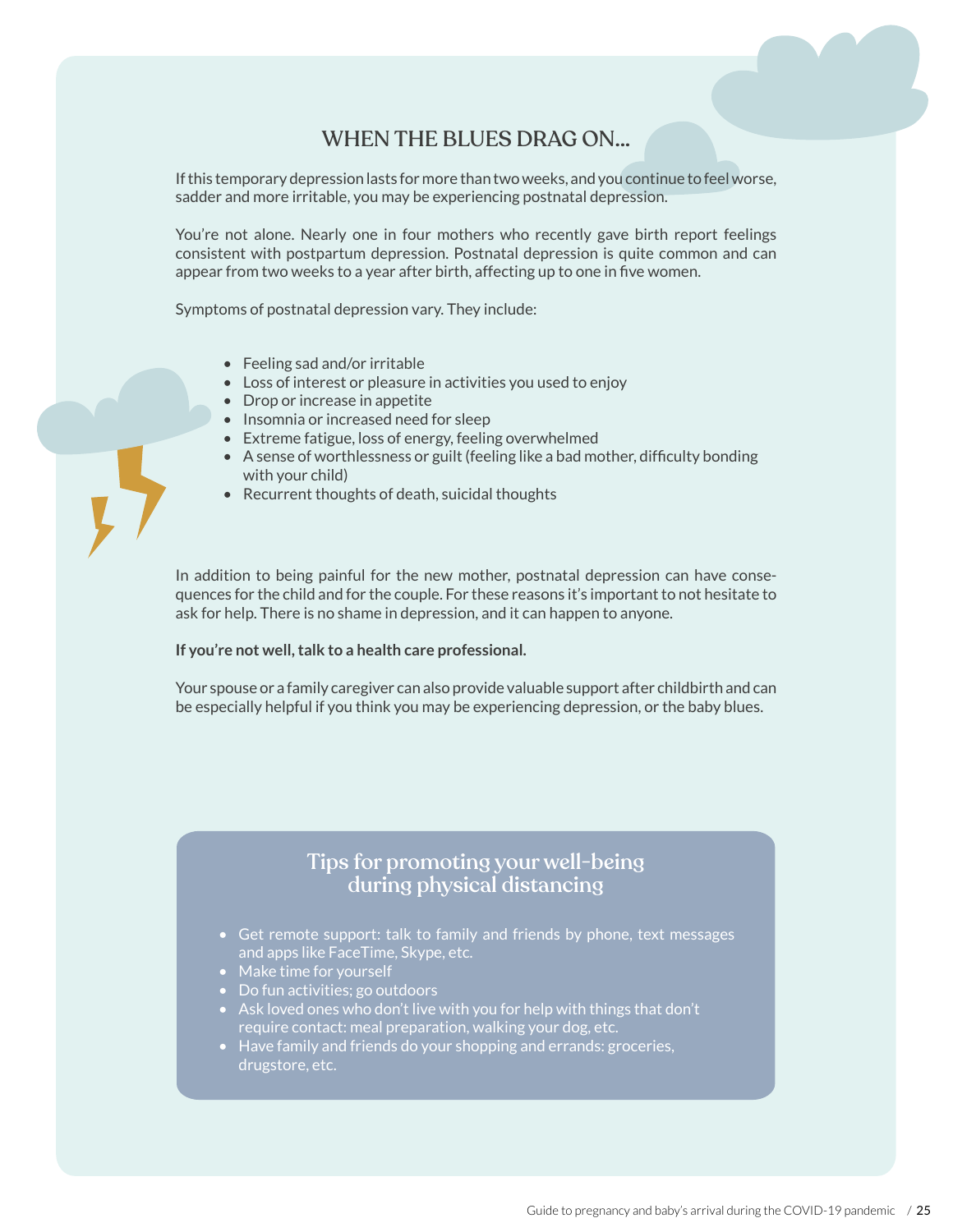## WHEN THE BLUES DRAG ON...

If this temporary depression lasts for more than two weeks, and you continue to feel worse, sadder and more irritable, you may be experiencing postnatal depression.

You're not alone. Nearly one in four mothers who recently gave birth report feelings consistent with postpartum depression. Postnatal depression is quite common and can appear from two weeks to a year after birth, affecting up to one in five women.

Symptoms of postnatal depression vary. They include:

- Feeling sad and/or irritable
- Loss of interest or pleasure in activities you used to enjoy
- Drop or increase in appetite
- Insomnia or increased need for sleep
- Extreme fatigue, loss of energy, feeling overwhelmed
- A sense of worthlessness or guilt (feeling like a bad mother, difficulty bonding with your child)
- Recurrent thoughts of death, suicidal thoughts

In addition to being painful for the new mother, postnatal depression can have consequences for the child and for the couple. For these reasons it's important to not hesitate to ask for help. There is no shame in depression, and it can happen to anyone.

**If you're not well, talk to a health care professional.**

Your spouse or a family caregiver can also provide valuable support after childbirth and can be especially helpful if you think you may be experiencing depression, or the baby blues.

### Tips for promoting your well-being during physical distancing

- Get remote support: talk to family and friends by phone, text messages and apps like FaceTime, Skype, etc.
- Make time for yourself
- Do fun activities; go outdoors
- Ask loved ones who don't live with you for help with things that don't require contact: meal preparation, walking your dog, etc.
- Have family and friends do your shopping and errands: groceries, drugstore, etc.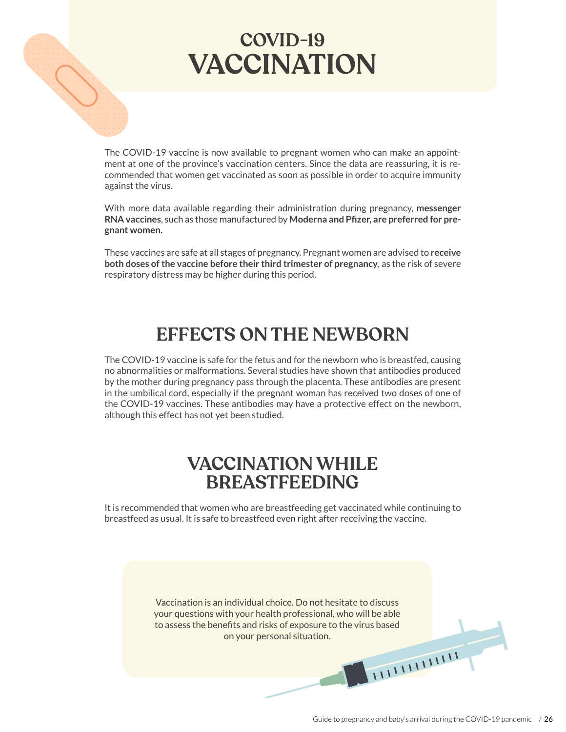# COVID-19 VACCINATION

The COVID-19 vaccine is now available to pregnant women who can make an appointment at one of the province's vaccination centers. Since the data are reassuring, it is recommended that women get vaccinated as soon as possible in order to acquire immunity against the virus.

With more data available regarding their administration during pregnancy, **messenger RNA vaccines**, such as those manufactured by **Moderna and Pfizer, are preferred for pregnant women.**

These vaccines are safe at all stages of pregnancy. Pregnant women are advised to **receive both doses of the vaccine before their third trimester of pregnancy**, as the risk of severe respiratory distress may be higher during this period.

## EFFECTS ON THE NEWBORN

The COVID-19 vaccine is safe for the fetus and for the newborn who is breastfed, causing no abnormalities or malformations. Several studies have shown that antibodies produced by the mother during pregnancy pass through the placenta. These antibodies are present in the umbilical cord, especially if the pregnant woman has received two doses of one of the COVID-19 vaccines. These antibodies may have a protective effect on the newborn, although this effect has not yet been studied.

## VACCINATION WHILE BREASTFEEDING

It is recommended that women who are breastfeeding get vaccinated while continuing to breastfeed as usual. It is safe to breastfeed even right after receiving the vaccine.

Vaccination is an individual choice. Do not hesitate to discuss your questions with your health professional, who will be able to assess the benefits and risks of exposure to the virus based on your personal situation.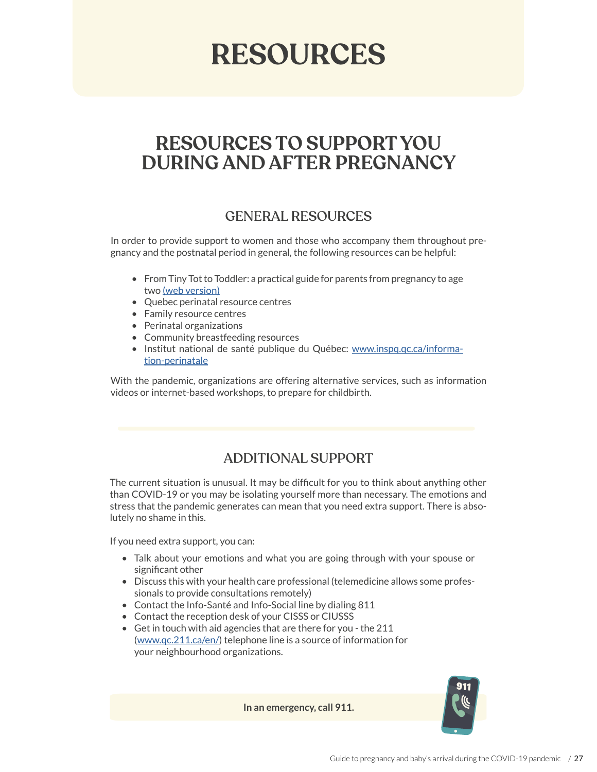# RESOURCES

## RESOURCES TO SUPPORT YOU DURING AND AFTER PREGNANCY

### GENERAL RESOURCES

In order to provide support to women and those who accompany them throughout pregnancy and the postnatal period in general, the following resources can be helpful:

- From Tiny Tot to Toddler: a practical guide for parents from pregnancy to age two (web version)
- Quebec perinatal resource centres
- Family resource centres
- Perinatal organizations
- Community breastfeeding resources
- Institut national de santé publique du Québec: www.inspq.qc.ca/information-perinatale

With the pandemic, organizations are offering alternative services, such as information videos or internet-based workshops, to prepare for childbirth.

### ADDITIONAL SUPPORT

The current situation is unusual. It may be difficult for you to think about anything other than COVID-19 or you may be isolating yourself more than necessary. The emotions and stress that the pandemic generates can mean that you need extra support. There is absolutely no shame in this.

If you need extra support, you can:

- Talk about your emotions and what you are going through with your spouse or significant other
- Discuss this with your health care professional (telemedicine allows some professionals to provide consultations remotely)
- Contact the Info-Santé and Info-Social line by dialing 811
- Contact the reception desk of your CISSS or CIUSSS
- Get in touch with aid agencies that are there for you - the 211 (www.qc.211.ca/en/) telephone line is a source of information for your neighbourhood organizations.

**In an emergency, call 911.**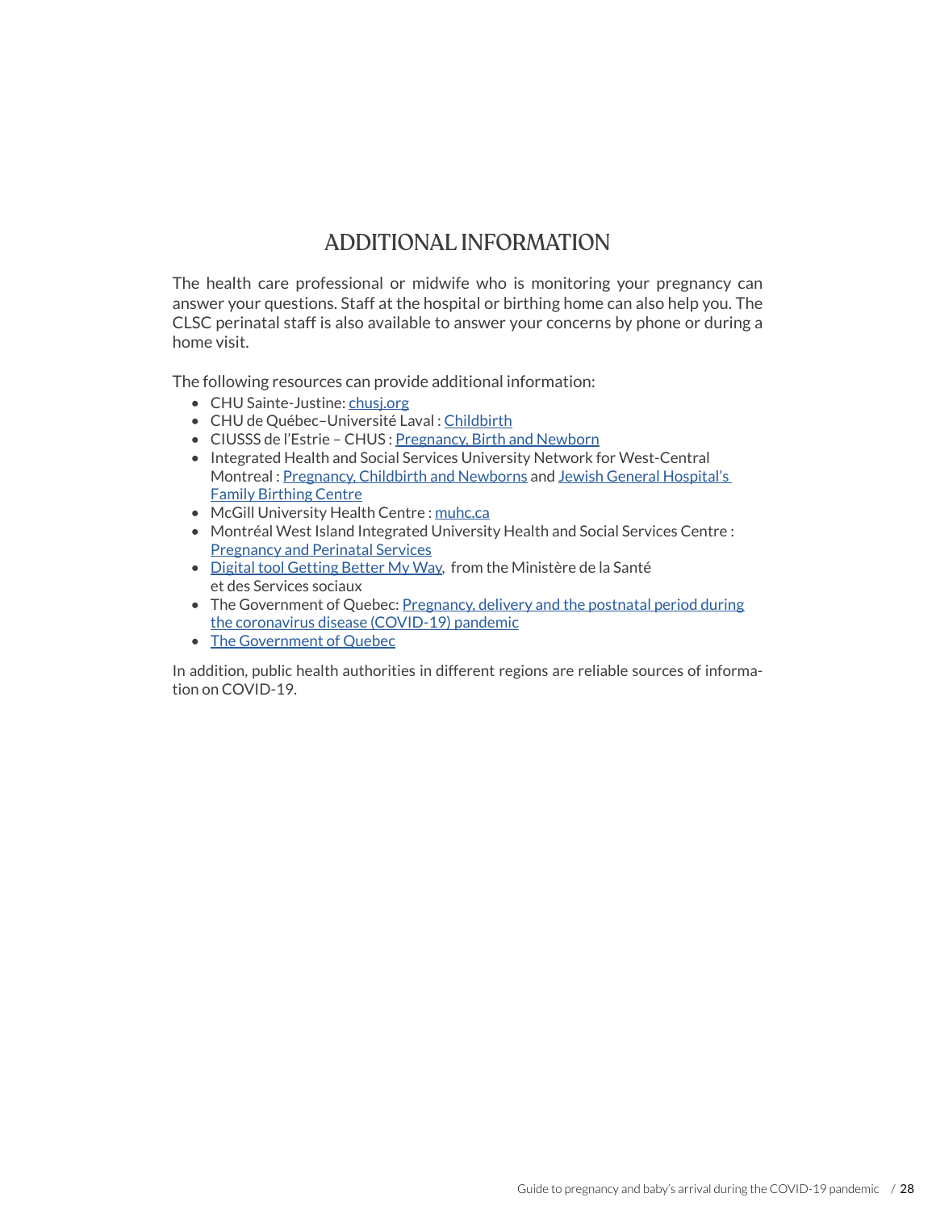# ADDITIONAL INFORMATION

The health care professional or midwife who is monitoring your pregnancy can answer your questions. Staff at the hospital or birthing home can also help you. The CLSC perinatal staff is also available to answer your concerns by phone or during a home visit.

The following resources can provide additional information:

- CHU Sainte-Justine: chusj.org
- CHU de Québec–Université Laval : Childbirth
- CIUSSS de l'Estrie – CHUS : Pregnancy, Birth and Newborn
- Integrated Health and Social Services University Network for West-Central Montreal : Pregnancy, Childbirth and Newborns and Jewish General Hospital's Family Birthing Centre
- McGill University Health Centre : muhc.ca
- Montréal West Island Integrated University Health and Social Services Centre : Pregnancy and Perinatal Services
- Digital tool Getting Better My Way, from the Ministère de la Santé et des Services sociaux
- The Government of Quebec: Pregnancy, delivery and the postnatal period during the coronavirus disease (COVID-19) pandemic
- The Government of Quebec

In addition, public health authorities in different regions are reliable sources of information on COVID-19.